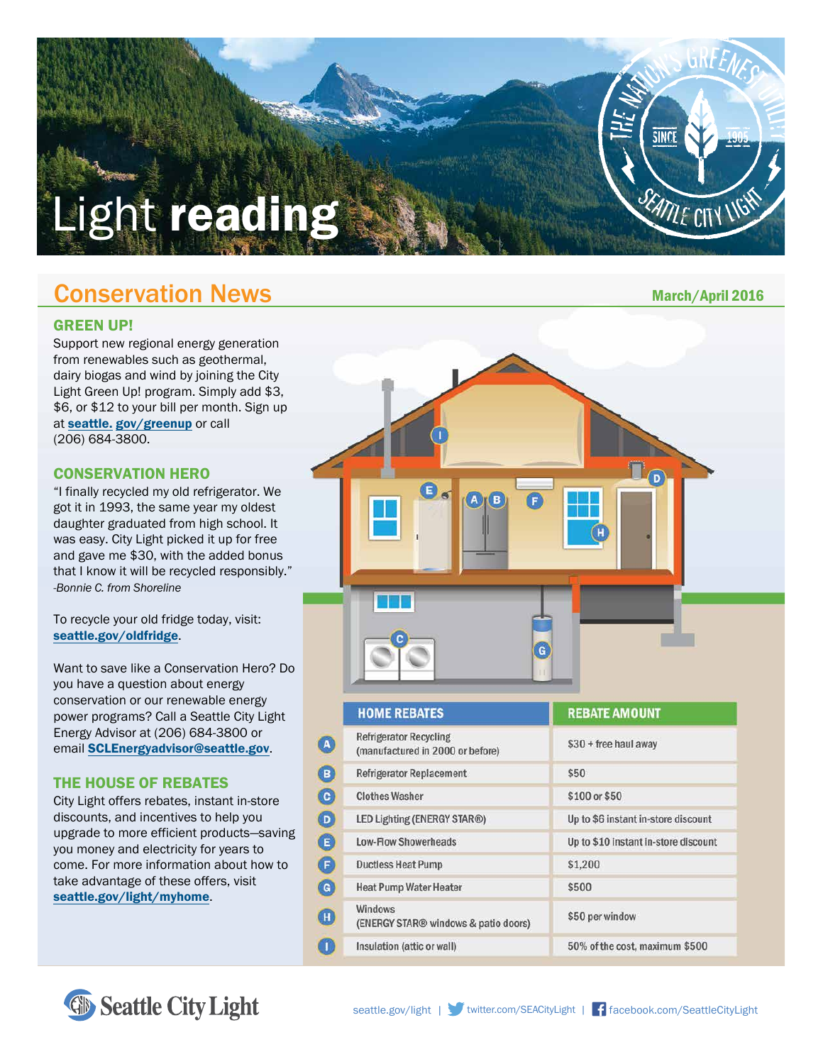# Light reading

## Conservation News

March/April 2016

### GREEN UP!

Support new regional energy generation from renewables such as geothermal, dairy biogas and wind by joining the City Light Green Up! program. Simply add $3, $6, or $12 to your bill per month. Sign up at **seattle. gov/greenup** or call (206) 684-3800.

### CONSERVATION HERO

"I finally recycled my old refrigerator. We got it in 1993, the same year my oldest daughter graduated from high school. It was easy. City Light picked it up for free and gave me $30, with the added bonus that I know it will be recycled responsibly."
*-Bonnie C. from Shoreline*

To recycle your old fridge today, visit: **seattle.gov/oldfridge**.

Want to save like a Conservation Hero? Do you have a question about energy conservation or our renewable energy power programs? Call a Seattle City Light Energy Advisor at (206) 684-3800 or email **SCLEnergyadvisor@seattle.gov**.

### THE HOUSE OF REBATES

City Light offers rebates, instant in-store discounts, and incentives to help you upgrade to more efficient products—saving you money and electricity for years to come. For more information about how to take advantage of these offers, visit **seattle.gov/light/myhome**.

| | HOME REBATES | REBATE AMOUNT |
|---|---|---|
| A | Refrigerator Recycling (manufactured in 2000 or before) | $30 + free haul away |
| B | Refrigerator Replacement | $50 |
| C | Clothes Washer | $100 or $50 |
| D | LED Lighting (ENERGY STAR®) | Up to $6 instant in-store discount |
| E | Low-Flow Showerheads | Up to $10 instant in-store discount |
| F | Ductless Heat Pump | $1,200 |
| G | Heat Pump Water Heater | $500 |
| H | Windows (ENERGY STAR® windows & patio doors) | $50 per window |
| I | Insulation (attic or wall) | 50% of the cost, maximum $500 |

Seattle City Light

seattle.gov/light | twitter.com/SEACityLight | facebook.com/SeattleCityLight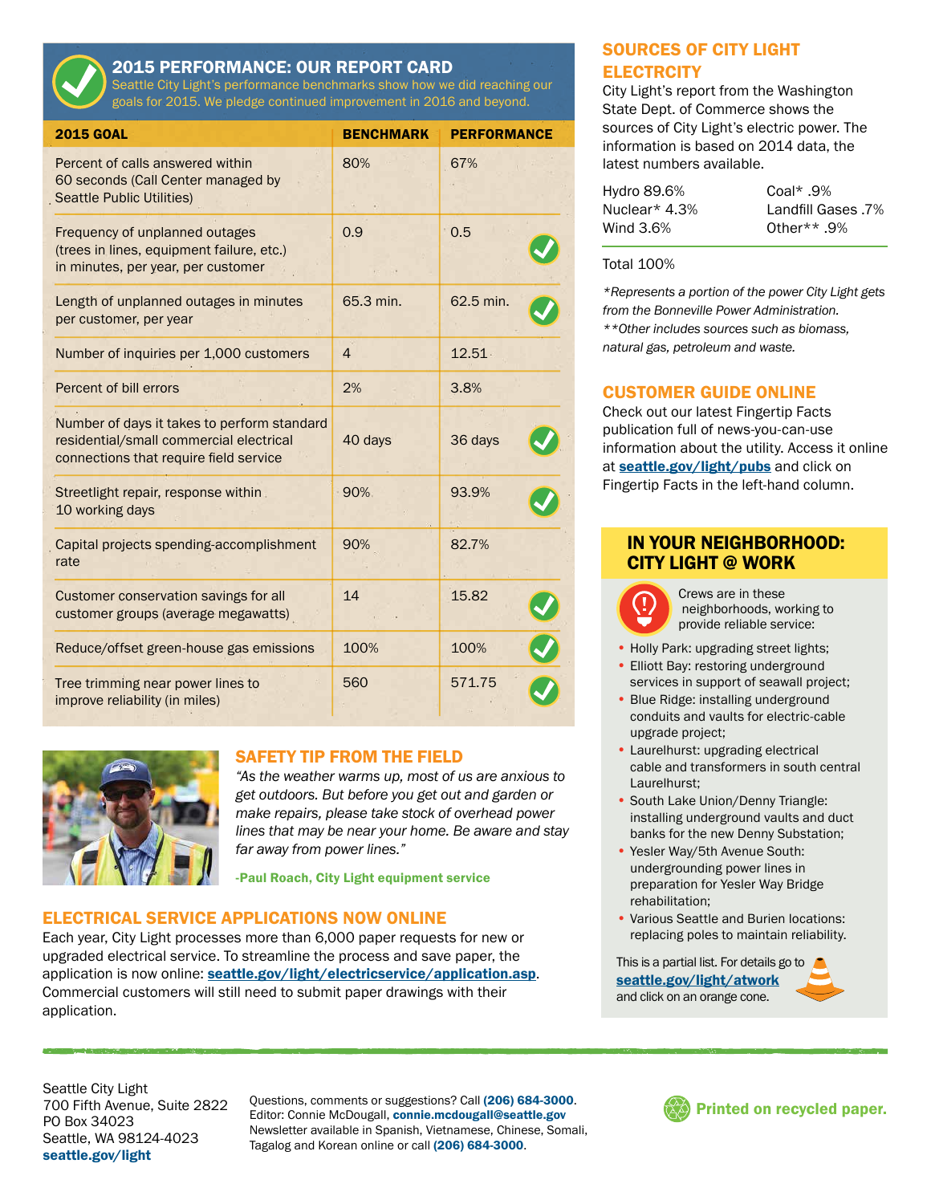## 2015 PERFORMANCE: OUR REPORT CARD

Seattle City Light's performance benchmarks show how we did reaching our goals for 2015. We pledge continued improvement in 2016 and beyond.

| 2015 GOAL | BENCHMARK | PERFORMANCE |
|---|---|---|
| Percent of calls answered within 60 seconds (Call Center managed by Seattle Public Utilities) | 80% | 67% |
| Frequency of unplanned outages (trees in lines, equipment failure, etc.) in minutes, per year, per customer | 0.9 | 0.5 ✓ |
| Length of unplanned outages in minutes per customer, per year | 65.3 min. | 62.5 min. ✓ |
| Number of inquiries per 1,000 customers | 4 | 12.51 |
| Percent of bill errors | 2% | 3.8% |
| Number of days it takes to perform standard residential/small commercial electrical connections that require field service | 40 days | 36 days ✓ |
| Streetlight repair, response within 10 working days | 90% | 93.9% ✓ |
| Capital projects spending-accomplishment rate | 90% | 82.7% |
| Customer conservation savings for all customer groups (average megawatts) | 14 | 15.82 ✓ |
| Reduce/offset green-house gas emissions | 100% | 100% ✓ |
| Tree trimming near power lines to improve reliability (in miles) | 560 | 571.75 ✓ |

## SAFETY TIP FROM THE FIELD

*"As the weather warms up, most of us are anxious to get outdoors. But before you get out and garden or make repairs, please take stock of overhead power lines that may be near your home. Be aware and stay far away from power lines."*

**-Paul Roach, City Light equipment service**

## ELECTRICAL SERVICE APPLICATIONS NOW ONLINE

Each year, City Light processes more than 6,000 paper requests for new or upgraded electrical service. To streamline the process and save paper, the application is now online: **seattle.gov/light/electricservice/application.asp**. Commercial customers will still need to submit paper drawings with their application.

## SOURCES OF CITY LIGHT ELECTRCITY

City Light's report from the Washington State Dept. of Commerce shows the sources of City Light's electric power. The information is based on 2014 data, the latest numbers available.

| | |
|---|---|
| Hydro 89.6% | Coal* .9% |
| Nuclear* 4.3% | Landfill Gases .7% |
| Wind 3.6% | Other** .9% |

Total 100%

*\*Represents a portion of the power City Light gets from the Bonneville Power Administration.*

*\*\*Other includes sources such as biomass, natural gas, petroleum and waste.*

## CUSTOMER GUIDE ONLINE

Check out our latest Fingertip Facts publication full of news-you-can-use information about the utility. Access it online at **seattle.gov/light/pubs** and click on Fingertip Facts in the left-hand column.

## IN YOUR NEIGHBORHOOD: CITY LIGHT @ WORK

Crews are in these neighborhoods, working to provide reliable service:

- Holly Park: upgrading street lights;
- Elliott Bay: restoring underground services in support of seawall project;
- Blue Ridge: installing underground conduits and vaults for electric-cable upgrade project;
- Laurelhurst: upgrading electrical cable and transformers in south central Laurelhurst;
- South Lake Union/Denny Triangle: installing underground vaults and duct banks for the new Denny Substation;
- Yesler Way/5th Avenue South: undergrounding power lines in preparation for Yesler Way Bridge rehabilitation;
- Various Seattle and Burien locations: replacing poles to maintain reliability.

This is a partial list. For details go to **seattle.gov/light/atwork** and click on an orange cone.

Seattle City Light
700 Fifth Avenue, Suite 2822
PO Box 34023
Seattle, WA 98124-4023
**seattle.gov/light**

Questions, comments or suggestions? Call **(206) 684-3000**.
Editor: Connie McDougall, **connie.mcdougall@seattle.gov**
Newsletter available in Spanish, Vietnamese, Chinese, Somali, Tagalog and Korean online or call **(206) 684-3000**.

**Printed on recycled paper.**